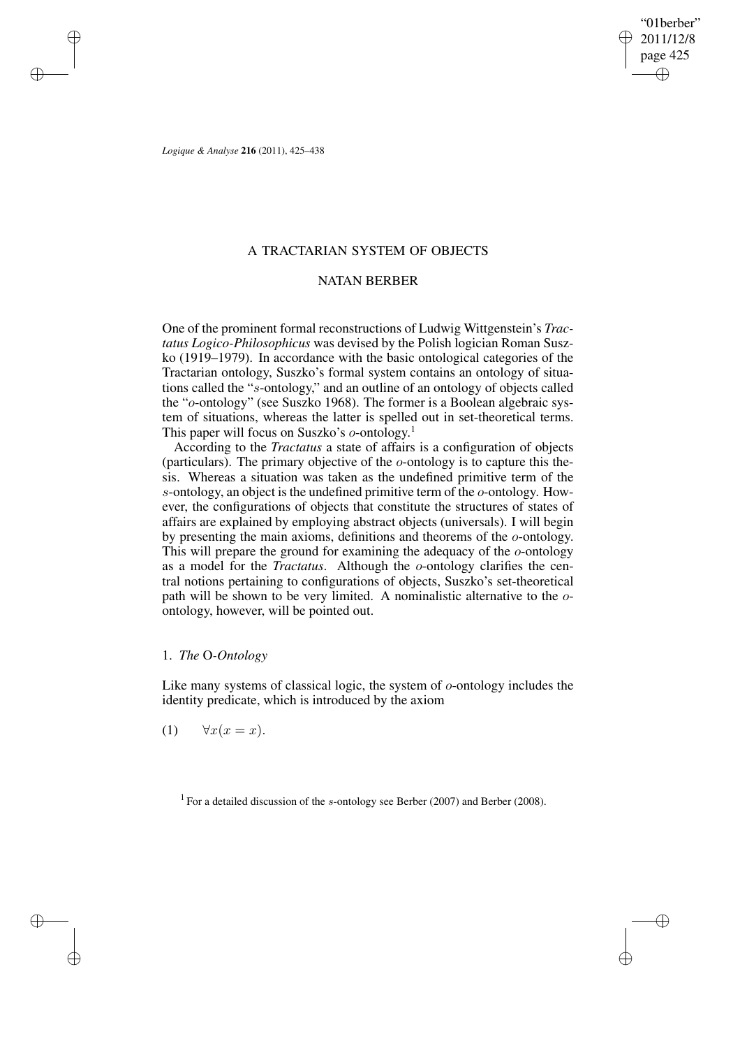# A TRACTARIAN SYSTEM OF OBJECTS

## NATAN BERBER

One of the prominent formal reconstructions of Ludwig Wittgenstein's *Tractatus Logico-Philosophicus* was devised by the Polish logician Roman Suszko (1919–1979). In accordance with the basic ontological categories of the Tractarian ontology, Suszko's formal system contains an ontology of situations called the "$s$-ontology," and an outline of an ontology of objects called the "$o$-ontology" (see Suszko 1968). The former is a Boolean algebraic system of situations, whereas the latter is spelled out in set-theoretical terms. This paper will focus on Suszko's $o$-ontology.[1]

According to the *Tractatus* a state of affairs is a configuration of objects (particulars). The primary objective of the $o$-ontology is to capture this thesis. Whereas a situation was taken as the undefined primitive term of the $s$-ontology, an object is the undefined primitive term of the $o$-ontology. However, the configurations of objects that constitute the structures of states of affairs are explained by employing abstract objects (universals). I will begin by presenting the main axioms, definitions and theorems of the $o$-ontology. This will prepare the ground for examining the adequacy of the $o$-ontology as a model for the *Tractatus*. Although the $o$-ontology clarifies the central notions pertaining to configurations of objects, Suszko's set-theoretical path will be shown to be very limited. A nominalistic alternative to the $o$-ontology, however, will be pointed out.

### 1. *The* O-*Ontology*

Like many systems of classical logic, the system of $o$-ontology includes the identity predicate, which is introduced by the axiom

(1) $\quad \forall x(x = x).$

[1] For a detailed discussion of the $s$-ontology see Berber (2007) and Berber (2008).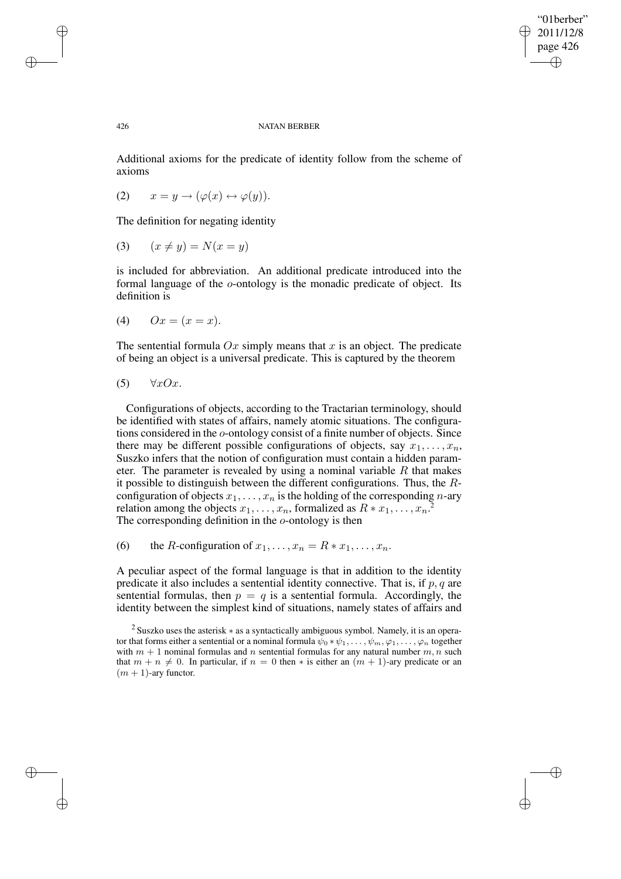Additional axioms for the predicate of identity follow from the scheme of axioms

$$(2) \qquad x = y \rightarrow (\varphi(x) \leftrightarrow \varphi(y)).$$

The definition for negating identity

$$(3) \qquad (x \neq y) = N(x = y)$$

is included for abbreviation. An additional predicate introduced into the formal language of the $o$-ontology is the monadic predicate of object. Its definition is

$$(4) \qquad Ox = (x = x).$$

The sentential formula $Ox$ simply means that $x$ is an object. The predicate of being an object is a universal predicate. This is captured by the theorem

$$(5) \qquad \forall x Ox.$$

Configurations of objects, according to the Tractarian terminology, should be identified with states of affairs, namely atomic situations. The configurations considered in the $o$-ontology consist of a finite number of objects. Since there may be different possible configurations of objects, say $x_1, \ldots, x_n$, Suszko infers that the notion of configuration must contain a hidden parameter. The parameter is revealed by using a nominal variable $R$ that makes it possible to distinguish between the different configurations. Thus, the $R$-configuration of objects $x_1, \ldots, x_n$ is the holding of the corresponding $n$-ary relation among the objects $x_1, \ldots, x_n$, formalized as $R * x_1, \ldots, x_n$.[2] The corresponding definition in the $o$-ontology is then

$$(6) \qquad \text{the } R\text{-configuration of } x_1, \ldots, x_n = R * x_1, \ldots, x_n.$$

A peculiar aspect of the formal language is that in addition to the identity predicate it also includes a sentential identity connective. That is, if $p, q$ are sentential formulas, then $p = q$ is a sentential formula. Accordingly, the identity between the simplest kind of situations, namely states of affairs and

[2] Suszko uses the asterisk $*$ as a syntactically ambiguous symbol. Namely, it is an operator that forms either a sentential or a nominal formula $\psi_0 * \psi_1, \ldots, \psi_m, \varphi_1, \ldots, \varphi_n$ together with $m + 1$ nominal formulas and $n$ sentential formulas for any natural number $m, n$ such that $m + n \neq 0$. In particular, if $n = 0$ then $*$ is either an $(m + 1)$-ary predicate or an $(m + 1)$-ary functor.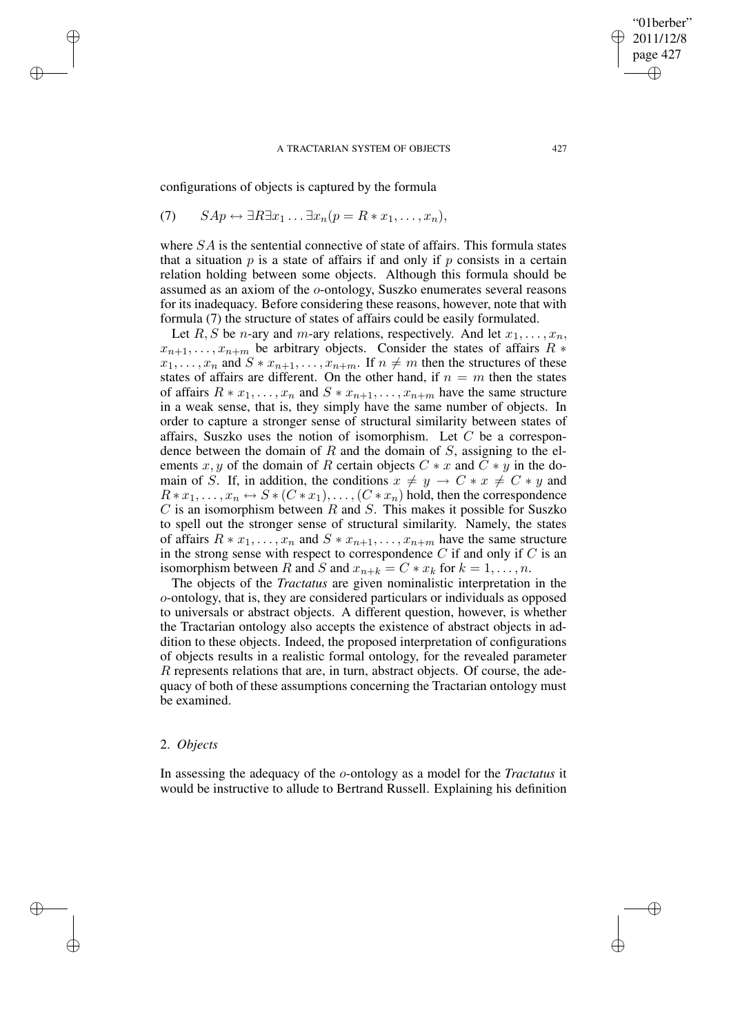configurations of objects is captured by the formula

$$(7) \qquad SAp \leftrightarrow \exists R \exists x_1 \ldots \exists x_n (p = R * x_1, \ldots, x_n),$$

where $SA$ is the sentential connective of state of affairs. This formula states that a situation $p$ is a state of affairs if and only if $p$ consists in a certain relation holding between some objects. Although this formula should be assumed as an axiom of the $o$-ontology, Suszko enumerates several reasons for its inadequacy. Before considering these reasons, however, note that with formula (7) the structure of states of affairs could be easily formulated.

Let $R, S$ be $n$-ary and $m$-ary relations, respectively. And let $x_1, \ldots, x_n$, $x_{n+1}, \ldots, x_{n+m}$ be arbitrary objects. Consider the states of affairs $R * x_1, \ldots, x_n$ and $S * x_{n+1}, \ldots, x_{n+m}$. If $n \neq m$ then the structures of these states of affairs are different. On the other hand, if $n = m$ then the states of affairs $R * x_1, \ldots, x_n$ and $S * x_{n+1}, \ldots, x_{n+m}$ have the same structure in a weak sense, that is, they simply have the same number of objects. In order to capture a stronger sense of structural similarity between states of affairs, Suszko uses the notion of isomorphism. Let $C$ be a correspondence between the domain of $R$ and the domain of $S$, assigning to the elements $x, y$ of the domain of $R$ certain objects $C * x$ and $C * y$ in the domain of $S$. If, in addition, the conditions $x \neq y \rightarrow C * x \neq C * y$ and $R * x_1, \ldots, x_n \leftrightarrow S * (C * x_1), \ldots, (C * x_n)$ hold, then the correspondence $C$ is an isomorphism between $R$ and $S$. This makes it possible for Suszko to spell out the stronger sense of structural similarity. Namely, the states of affairs $R * x_1, \ldots, x_n$ and $S * x_{n+1}, \ldots, x_{n+m}$ have the same structure in the strong sense with respect to correspondence $C$ if and only if $C$ is an isomorphism between $R$ and $S$ and $x_{n+k} = C * x_k$ for $k = 1, \ldots, n$.

The objects of the *Tractatus* are given nominalistic interpretation in the $o$-ontology, that is, they are considered particulars or individuals as opposed to universals or abstract objects. A different question, however, is whether the Tractarian ontology also accepts the existence of abstract objects in addition to these objects. Indeed, the proposed interpretation of configurations of objects results in a realistic formal ontology, for the revealed parameter $R$ represents relations that are, in turn, abstract objects. Of course, the adequacy of both of these assumptions concerning the Tractarian ontology must be examined.

## 2. *Objects*

In assessing the adequacy of the $o$-ontology as a model for the *Tractatus* it would be instructive to allude to Bertrand Russell. Explaining his definition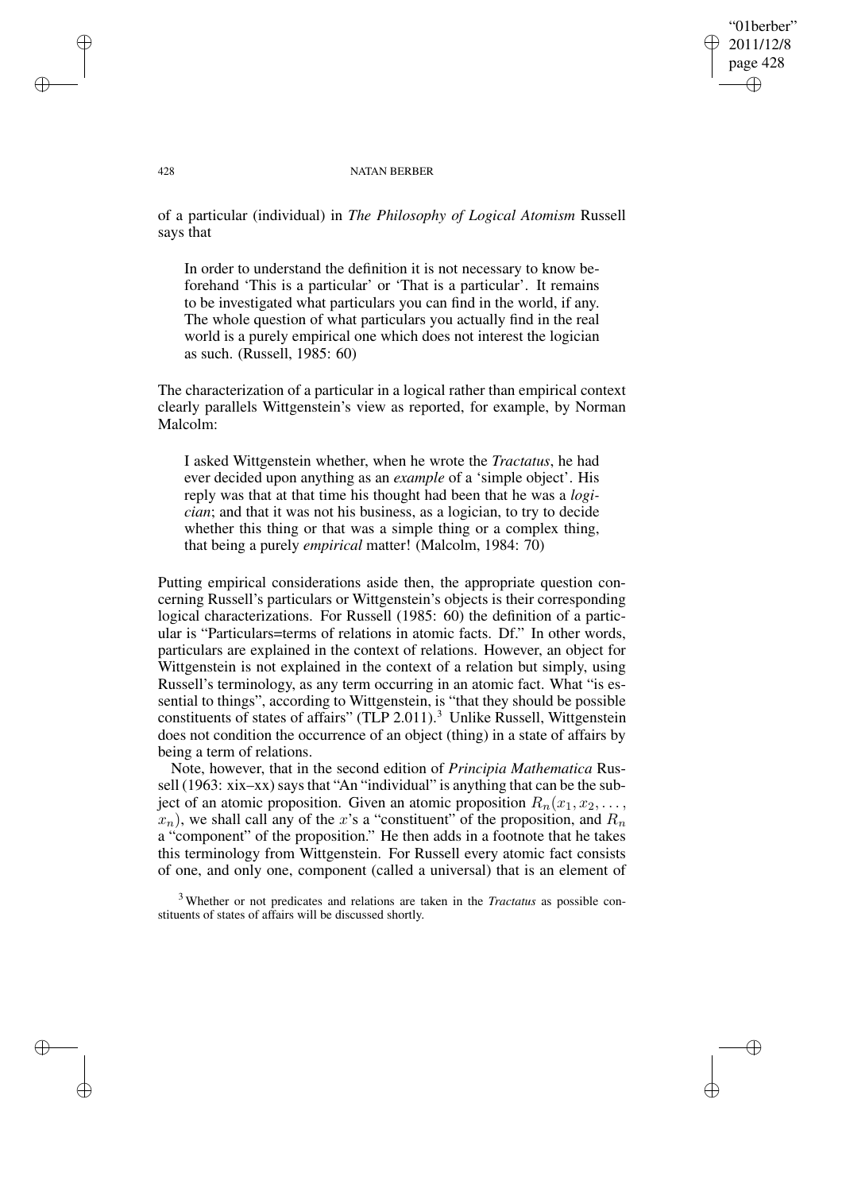of a particular (individual) in *The Philosophy of Logical Atomism* Russell says that

> In order to understand the definition it is not necessary to know beforehand 'This is a particular' or 'That is a particular'. It remains to be investigated what particulars you can find in the world, if any. The whole question of what particulars you actually find in the real world is a purely empirical one which does not interest the logician as such. (Russell, 1985: 60)

The characterization of a particular in a logical rather than empirical context clearly parallels Wittgenstein's view as reported, for example, by Norman Malcolm:

> I asked Wittgenstein whether, when he wrote the *Tractatus*, he had ever decided upon anything as an *example* of a 'simple object'. His reply was that at that time his thought had been that he was a *logician*; and that it was not his business, as a logician, to try to decide whether this thing or that was a simple thing or a complex thing, that being a purely *empirical* matter! (Malcolm, 1984: 70)

Putting empirical considerations aside then, the appropriate question concerning Russell's particulars or Wittgenstein's objects is their corresponding logical characterizations. For Russell (1985: 60) the definition of a particular is "Particulars=terms of relations in atomic facts. Df." In other words, particulars are explained in the context of relations. However, an object for Wittgenstein is not explained in the context of a relation but simply, using Russell's terminology, as any term occurring in an atomic fact. What "is essential to things", according to Wittgenstein, is "that they should be possible constituents of states of affairs" (TLP 2.011).[3] Unlike Russell, Wittgenstein does not condition the occurrence of an object (thing) in a state of affairs by being a term of relations.

Note, however, that in the second edition of *Principia Mathematica* Russell (1963: xix–xx) says that "An "individual" is anything that can be the subject of an atomic proposition. Given an atomic proposition $R_n(x_1, x_2, \ldots, x_n)$, we shall call any of the $x$'s a "constituent" of the proposition, and $R_n$ a "component" of the proposition." He then adds in a footnote that he takes this terminology from Wittgenstein. For Russell every atomic fact consists of one, and only one, component (called a universal) that is an element of

[3] Whether or not predicates and relations are taken in the *Tractatus* as possible constituents of states of affairs will be discussed shortly.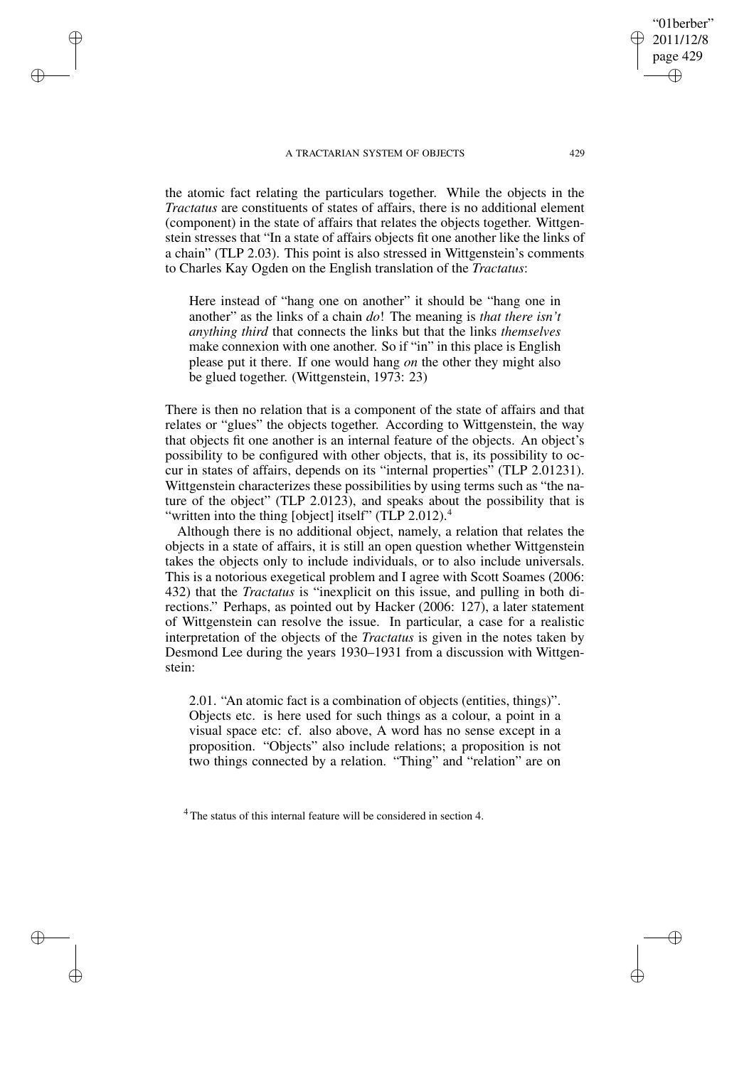the atomic fact relating the particulars together. While the objects in the *Tractatus* are constituents of states of affairs, there is no additional element (component) in the state of affairs that relates the objects together. Wittgenstein stresses that "In a state of affairs objects fit one another like the links of a chain" (TLP 2.03). This point is also stressed in Wittgenstein's comments to Charles Kay Ogden on the English translation of the *Tractatus*:

> Here instead of "hang one on another" it should be "hang one in another" as the links of a chain *do*! The meaning is *that there isn't anything third* that connects the links but that the links *themselves* make connexion with one another. So if "in" in this place is English please put it there. If one would hang *on* the other they might also be glued together. (Wittgenstein, 1973: 23)

There is then no relation that is a component of the state of affairs and that relates or "glues" the objects together. According to Wittgenstein, the way that objects fit one another is an internal feature of the objects. An object's possibility to be configured with other objects, that is, its possibility to occur in states of affairs, depends on its "internal properties" (TLP 2.01231). Wittgenstein characterizes these possibilities by using terms such as "the nature of the object" (TLP 2.0123), and speaks about the possibility that is "written into the thing [object] itself" (TLP 2.012).[4]

Although there is no additional object, namely, a relation that relates the objects in a state of affairs, it is still an open question whether Wittgenstein takes the objects only to include individuals, or to also include universals. This is a notorious exegetical problem and I agree with Scott Soames (2006: 432) that the *Tractatus* is "inexplicit on this issue, and pulling in both directions." Perhaps, as pointed out by Hacker (2006: 127), a later statement of Wittgenstein can resolve the issue. In particular, a case for a realistic interpretation of the objects of the *Tractatus* is given in the notes taken by Desmond Lee during the years 1930–1931 from a discussion with Wittgenstein:

> 2.01. "An atomic fact is a combination of objects (entities, things)". Objects etc. is here used for such things as a colour, a point in a visual space etc: cf. also above, A word has no sense except in a proposition. "Objects" also include relations; a proposition is not two things connected by a relation. "Thing" and "relation" are on

[4] The status of this internal feature will be considered in section 4.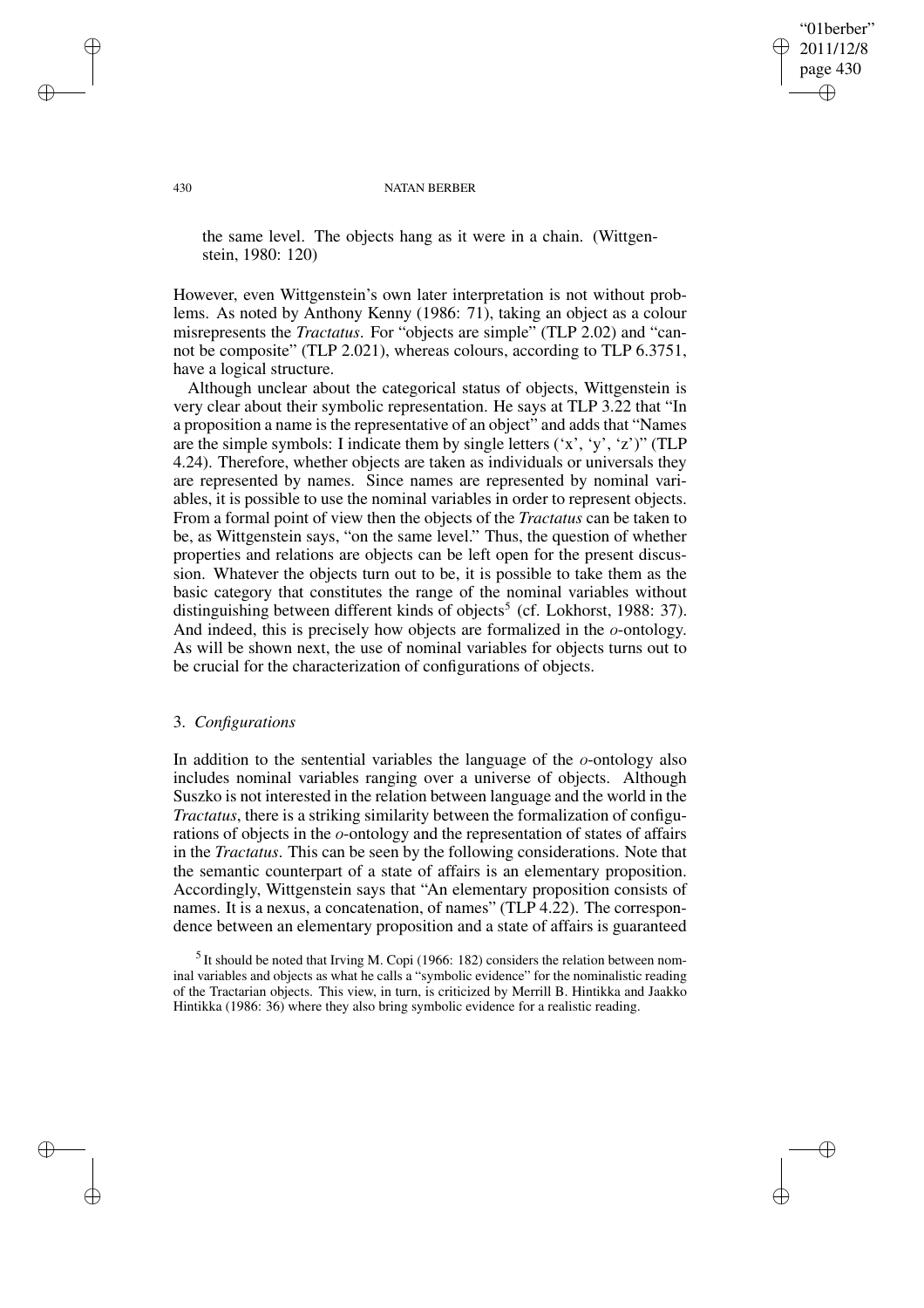the same level. The objects hang as it were in a chain. (Wittgenstein, 1980: 120)

However, even Wittgenstein's own later interpretation is not without problems. As noted by Anthony Kenny (1986: 71), taking an object as a colour misrepresents the *Tractatus*. For "objects are simple" (TLP 2.02) and "cannot be composite" (TLP 2.021), whereas colours, according to TLP 6.3751, have a logical structure.

Although unclear about the categorical status of objects, Wittgenstein is very clear about their symbolic representation. He says at TLP 3.22 that "In a proposition a name is the representative of an object" and adds that "Names are the simple symbols: I indicate them by single letters ('x', 'y', 'z')" (TLP 4.24). Therefore, whether objects are taken as individuals or universals they are represented by names. Since names are represented by nominal variables, it is possible to use the nominal variables in order to represent objects. From a formal point of view then the objects of the *Tractatus* can be taken to be, as Wittgenstein says, "on the same level." Thus, the question of whether properties and relations are objects can be left open for the present discussion. Whatever the objects turn out to be, it is possible to take them as the basic category that constitutes the range of the nominal variables without distinguishing between different kinds of objects[5] (cf. Lokhorst, 1988: 37). And indeed, this is precisely how objects are formalized in the *o*-ontology. As will be shown next, the use of nominal variables for objects turns out to be crucial for the characterization of configurations of objects.

## 3. *Configurations*

In addition to the sentential variables the language of the *o*-ontology also includes nominal variables ranging over a universe of objects. Although Suszko is not interested in the relation between language and the world in the *Tractatus*, there is a striking similarity between the formalization of configurations of objects in the *o*-ontology and the representation of states of affairs in the *Tractatus*. This can be seen by the following considerations. Note that the semantic counterpart of a state of affairs is an elementary proposition. Accordingly, Wittgenstein says that "An elementary proposition consists of names. It is a nexus, a concatenation, of names" (TLP 4.22). The correspondence between an elementary proposition and a state of affairs is guaranteed

[5] It should be noted that Irving M. Copi (1966: 182) considers the relation between nominal variables and objects as what he calls a "symbolic evidence" for the nominalistic reading of the Tractarian objects. This view, in turn, is criticized by Merrill B. Hintikka and Jaakko Hintikka (1986: 36) where they also bring symbolic evidence for a realistic reading.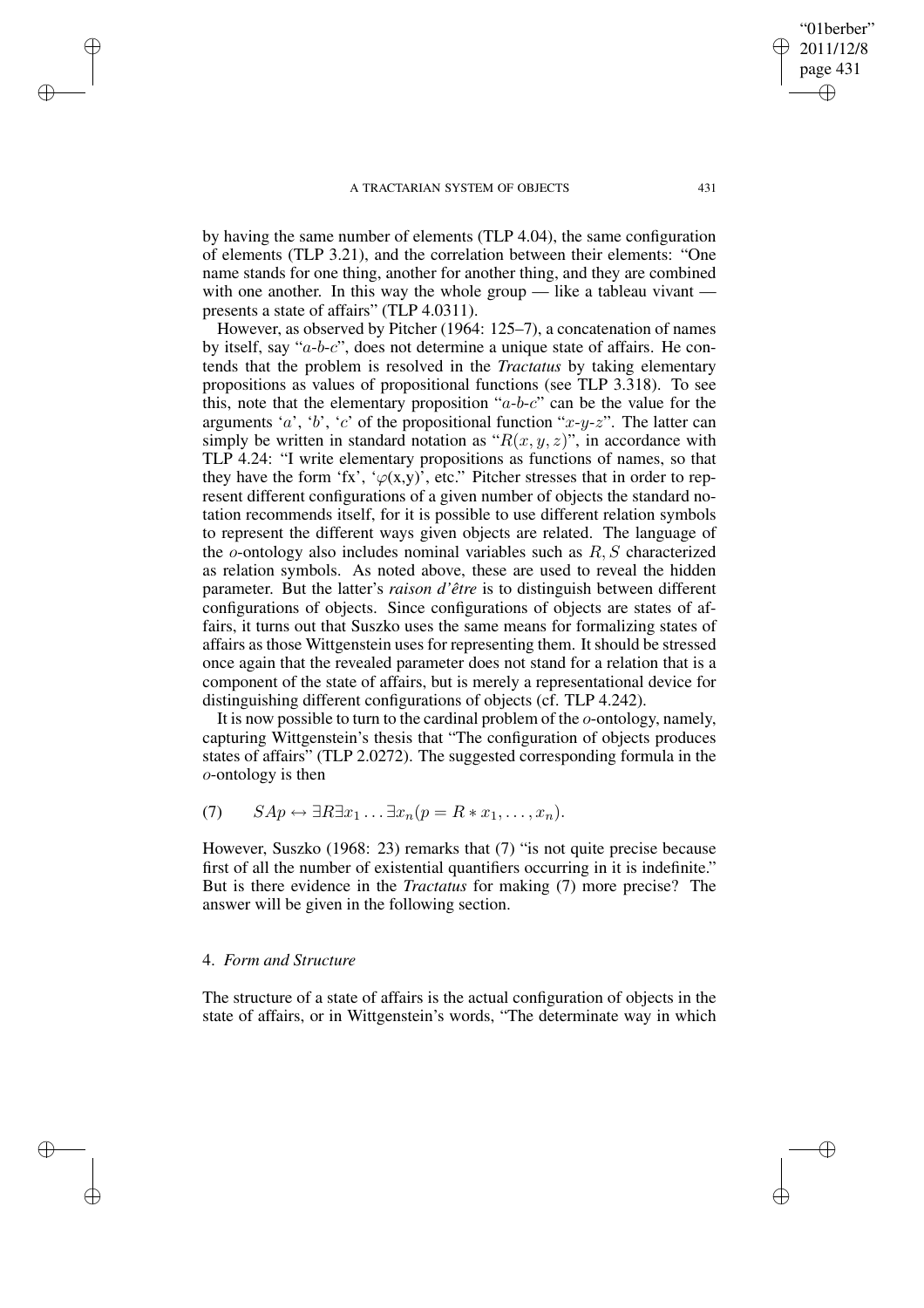by having the same number of elements (TLP 4.04), the same configuration of elements (TLP 3.21), and the correlation between their elements: "One name stands for one thing, another for another thing, and they are combined with one another. In this way the whole group — like a tableau vivant — presents a state of affairs" (TLP 4.0311).

However, as observed by Pitcher (1964: 125–7), a concatenation of names by itself, say "$a$-$b$-$c$", does not determine a unique state of affairs. He contends that the problem is resolved in the *Tractatus* by taking elementary propositions as values of propositional functions (see TLP 3.318). To see this, note that the elementary proposition "$a$-$b$-$c$" can be the value for the arguments '$a$', '$b$', '$c$' of the propositional function "$x$-$y$-$z$". The latter can simply be written in standard notation as "$R(x, y, z)$", in accordance with TLP 4.24: "I write elementary propositions as functions of names, so that they have the form 'fx', '$\varphi$(x,y)', etc." Pitcher stresses that in order to represent different configurations of a given number of objects the standard notation recommends itself, for it is possible to use different relation symbols to represent the different ways given objects are related. The language of the $o$-ontology also includes nominal variables such as $R, S$ characterized as relation symbols. As noted above, these are used to reveal the hidden parameter. But the latter's *raison d'être* is to distinguish between different configurations of objects. Since configurations of objects are states of affairs, it turns out that Suszko uses the same means for formalizing states of affairs as those Wittgenstein uses for representing them. It should be stressed once again that the revealed parameter does not stand for a relation that is a component of the state of affairs, but is merely a representational device for distinguishing different configurations of objects (cf. TLP 4.242).

It is now possible to turn to the cardinal problem of the $o$-ontology, namely, capturing Wittgenstein's thesis that "The configuration of objects produces states of affairs" (TLP 2.0272). The suggested corresponding formula in the $o$-ontology is then

$$(7) \qquad SAp \leftrightarrow \exists R \exists x_1 \ldots \exists x_n (p = R * x_1, \ldots, x_n).$$

However, Suszko (1968: 23) remarks that (7) "is not quite precise because first of all the number of existential quantifiers occurring in it is indefinite." But is there evidence in the *Tractatus* for making (7) more precise? The answer will be given in the following section.

## 4. *Form and Structure*

The structure of a state of affairs is the actual configuration of objects in the state of affairs, or in Wittgenstein's words, "The determinate way in which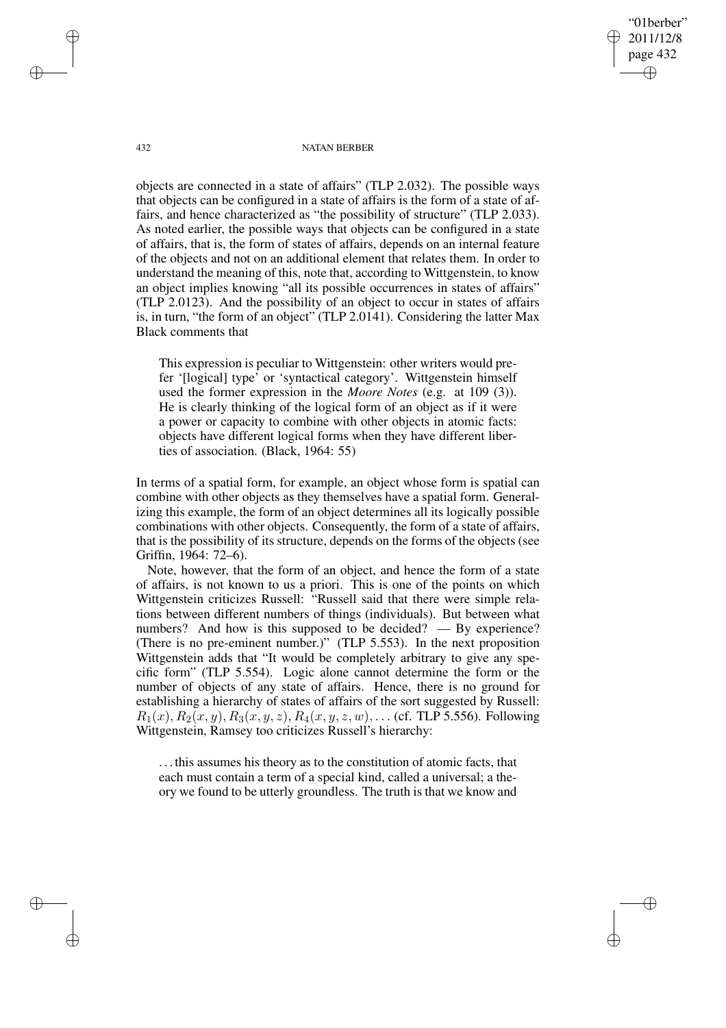objects are connected in a state of affairs" (TLP 2.032). The possible ways that objects can be configured in a state of affairs is the form of a state of affairs, and hence characterized as "the possibility of structure" (TLP 2.033). As noted earlier, the possible ways that objects can be configured in a state of affairs, that is, the form of states of affairs, depends on an internal feature of the objects and not on an additional element that relates them. In order to understand the meaning of this, note that, according to Wittgenstein, to know an object implies knowing "all its possible occurrences in states of affairs" (TLP 2.0123). And the possibility of an object to occur in states of affairs is, in turn, "the form of an object" (TLP 2.0141). Considering the latter Max Black comments that

> This expression is peculiar to Wittgenstein: other writers would prefer '[logical] type' or 'syntactical category'. Wittgenstein himself used the former expression in the *Moore Notes* (e.g. at 109 (3)). He is clearly thinking of the logical form of an object as if it were a power or capacity to combine with other objects in atomic facts: objects have different logical forms when they have different liberties of association. (Black, 1964: 55)

In terms of a spatial form, for example, an object whose form is spatial can combine with other objects as they themselves have a spatial form. Generalizing this example, the form of an object determines all its logically possible combinations with other objects. Consequently, the form of a state of affairs, that is the possibility of its structure, depends on the forms of the objects (see Griffin, 1964: 72–6).

Note, however, that the form of an object, and hence the form of a state of affairs, is not known to us a priori. This is one of the points on which Wittgenstein criticizes Russell: "Russell said that there were simple relations between different numbers of things (individuals). But between what numbers? And how is this supposed to be decided? — By experience? (There is no pre-eminent number.)" (TLP 5.553). In the next proposition Wittgenstein adds that "It would be completely arbitrary to give any specific form" (TLP 5.554). Logic alone cannot determine the form or the number of objects of any state of affairs. Hence, there is no ground for establishing a hierarchy of states of affairs of the sort suggested by Russell: $R_1(x), R_2(x, y), R_3(x, y, z), R_4(x, y, z, w), \ldots$ (cf. TLP 5.556). Following Wittgenstein, Ramsey too criticizes Russell's hierarchy:

> ...this assumes his theory as to the constitution of atomic facts, that each must contain a term of a special kind, called a universal; a theory we found to be utterly groundless. The truth is that we know and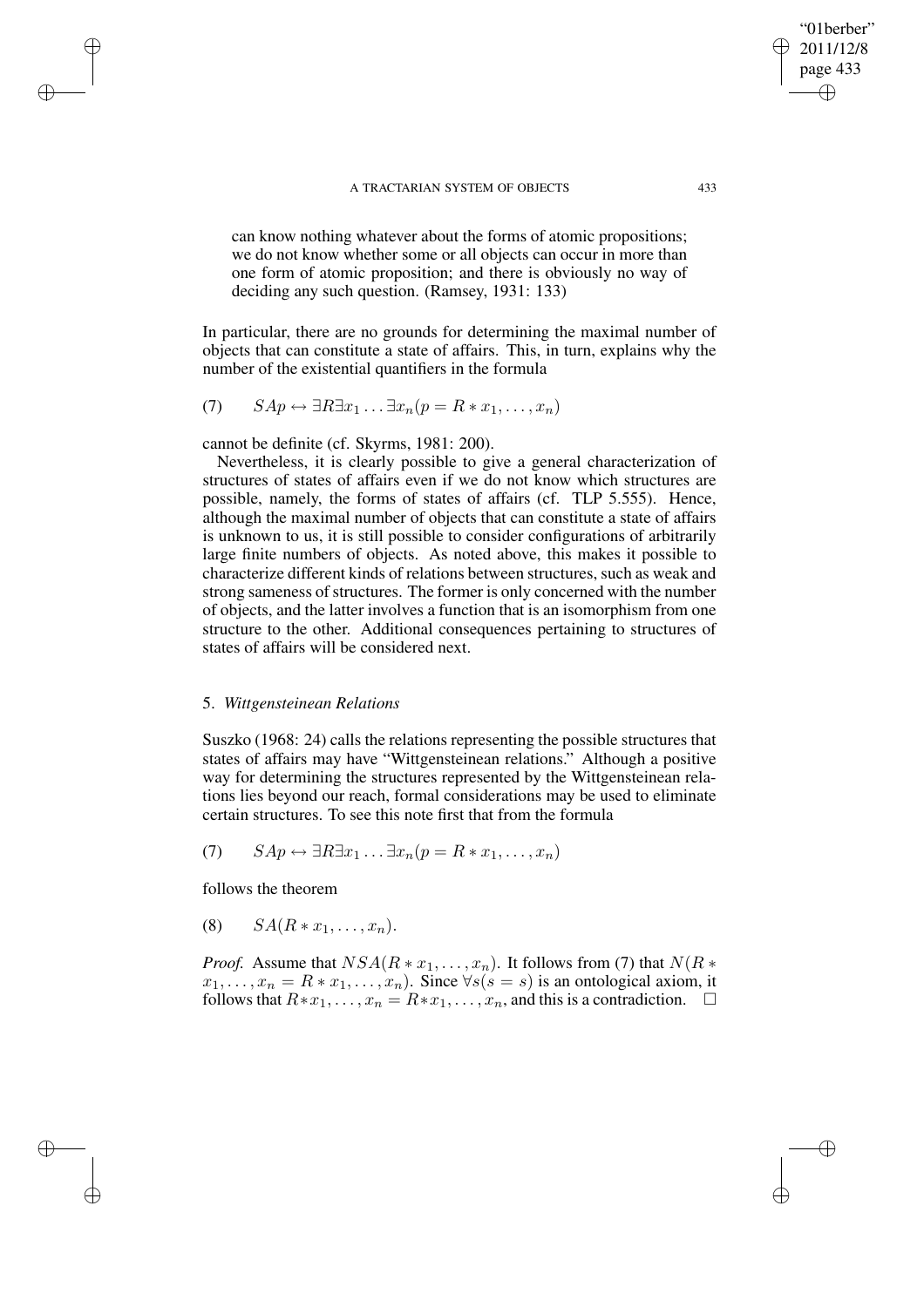can know nothing whatever about the forms of atomic propositions; we do not know whether some or all objects can occur in more than one form of atomic proposition; and there is obviously no way of deciding any such question. (Ramsey, 1931: 133)

In particular, there are no grounds for determining the maximal number of objects that can constitute a state of affairs. This, in turn, explains why the number of the existential quantifiers in the formula

$$(7) \qquad SAp \leftrightarrow \exists R \exists x_1 \ldots \exists x_n (p = R * x_1, \ldots, x_n)$$

cannot be definite (cf. Skyrms, 1981: 200).

Nevertheless, it is clearly possible to give a general characterization of structures of states of affairs even if we do not know which structures are possible, namely, the forms of states of affairs (cf. TLP 5.555). Hence, although the maximal number of objects that can constitute a state of affairs is unknown to us, it is still possible to consider configurations of arbitrarily large finite numbers of objects. As noted above, this makes it possible to characterize different kinds of relations between structures, such as weak and strong sameness of structures. The former is only concerned with the number of objects, and the latter involves a function that is an isomorphism from one structure to the other. Additional consequences pertaining to structures of states of affairs will be considered next.

## 5. *Wittgensteinean Relations*

Suszko (1968: 24) calls the relations representing the possible structures that states of affairs may have "Wittgensteinean relations." Although a positive way for determining the structures represented by the Wittgensteinean relations lies beyond our reach, formal considerations may be used to eliminate certain structures. To see this note first that from the formula

$$(7) \qquad SAp \leftrightarrow \exists R \exists x_1 \ldots \exists x_n (p = R * x_1, \ldots, x_n)$$

follows the theorem

$$(8) \qquad SA(R * x_1, \ldots, x_n).$$

*Proof.* Assume that $NSA(R * x_1, \ldots, x_n)$. It follows from (7) that $N(R * x_1, \ldots, x_n = R * x_1, \ldots, x_n)$. Since $\forall s(s = s)$ is an ontological axiom, it follows that $R * x_1, \ldots, x_n = R * x_1, \ldots, x_n$, and this is a contradiction. $\square$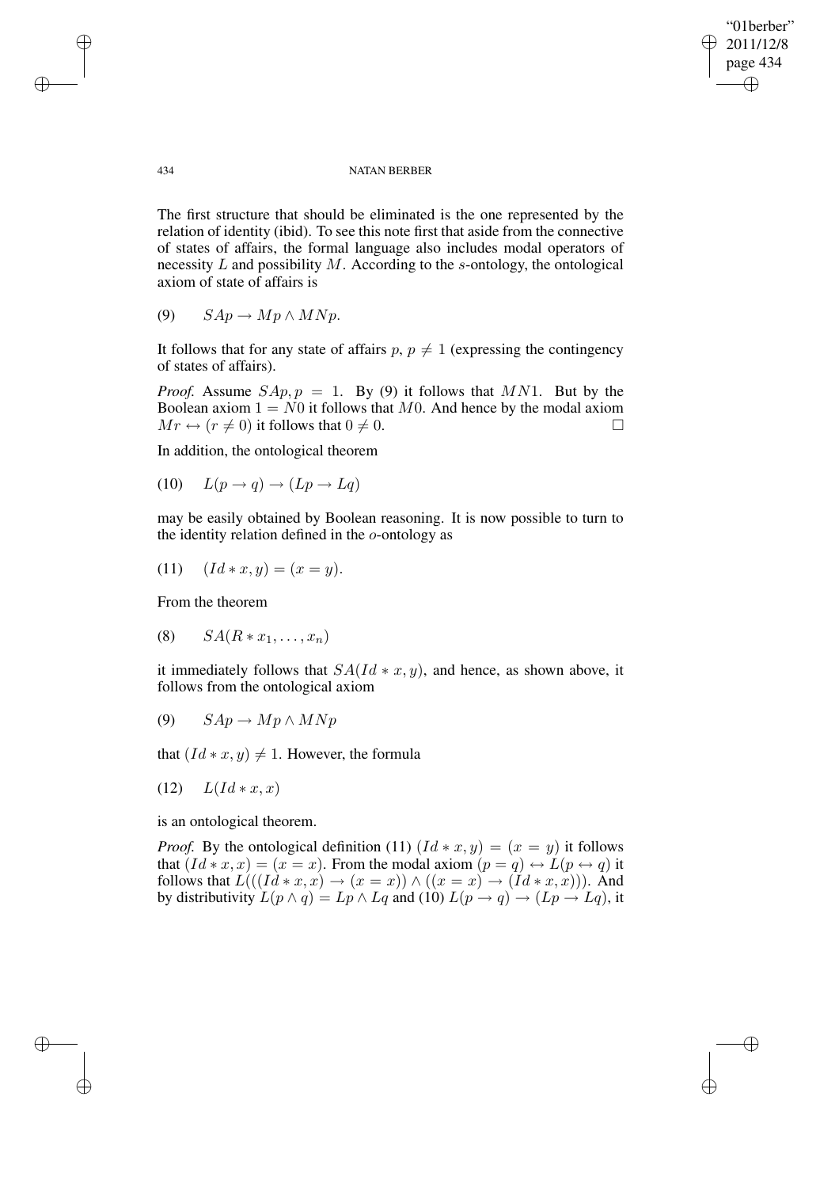The first structure that should be eliminated is the one represented by the relation of identity (ibid). To see this note first that aside from the connective of states of affairs, the formal language also includes modal operators of necessity $L$ and possibility $M$. According to the $s$-ontology, the ontological axiom of state of affairs is

$$(9) \qquad SAp \to Mp \wedge MNp.$$

It follows that for any state of affairs $p$, $p \neq 1$ (expressing the contingency of states of affairs).

*Proof.* Assume $SAp, p = 1$. By (9) it follows that $MN1$. But by the Boolean axiom $1 = N0$ it follows that $M0$. And hence by the modal axiom $Mr \leftrightarrow (r \neq 0)$ it follows that $0 \neq 0$. □

In addition, the ontological theorem

$$(10) \qquad L(p \to q) \to (Lp \to Lq)$$

may be easily obtained by Boolean reasoning. It is now possible to turn to the identity relation defined in the $o$-ontology as

$$(11) \qquad (Id * x, y) = (x = y).$$

From the theorem

$$(8) \qquad SA(R * x_1, \ldots, x_n)$$

it immediately follows that $SA(Id * x, y)$, and hence, as shown above, it follows from the ontological axiom

$$(9) \qquad SAp \to Mp \wedge MNp$$

that $(Id * x, y) \neq 1$. However, the formula

$$(12) \qquad L(Id * x, x)$$

is an ontological theorem.

*Proof.* By the ontological definition (11) $(Id * x, y) = (x = y)$ it follows that $(Id * x, x) = (x = x)$. From the modal axiom $(p = q) \leftrightarrow L(p \leftrightarrow q)$ it follows that $L(((Id * x, x) \to (x = x)) \wedge ((x = x) \to (Id * x, x)))$. And by distributivity $L(p \wedge q) = Lp \wedge Lq$ and (10) $L(p \to q) \to (Lp \to Lq)$, it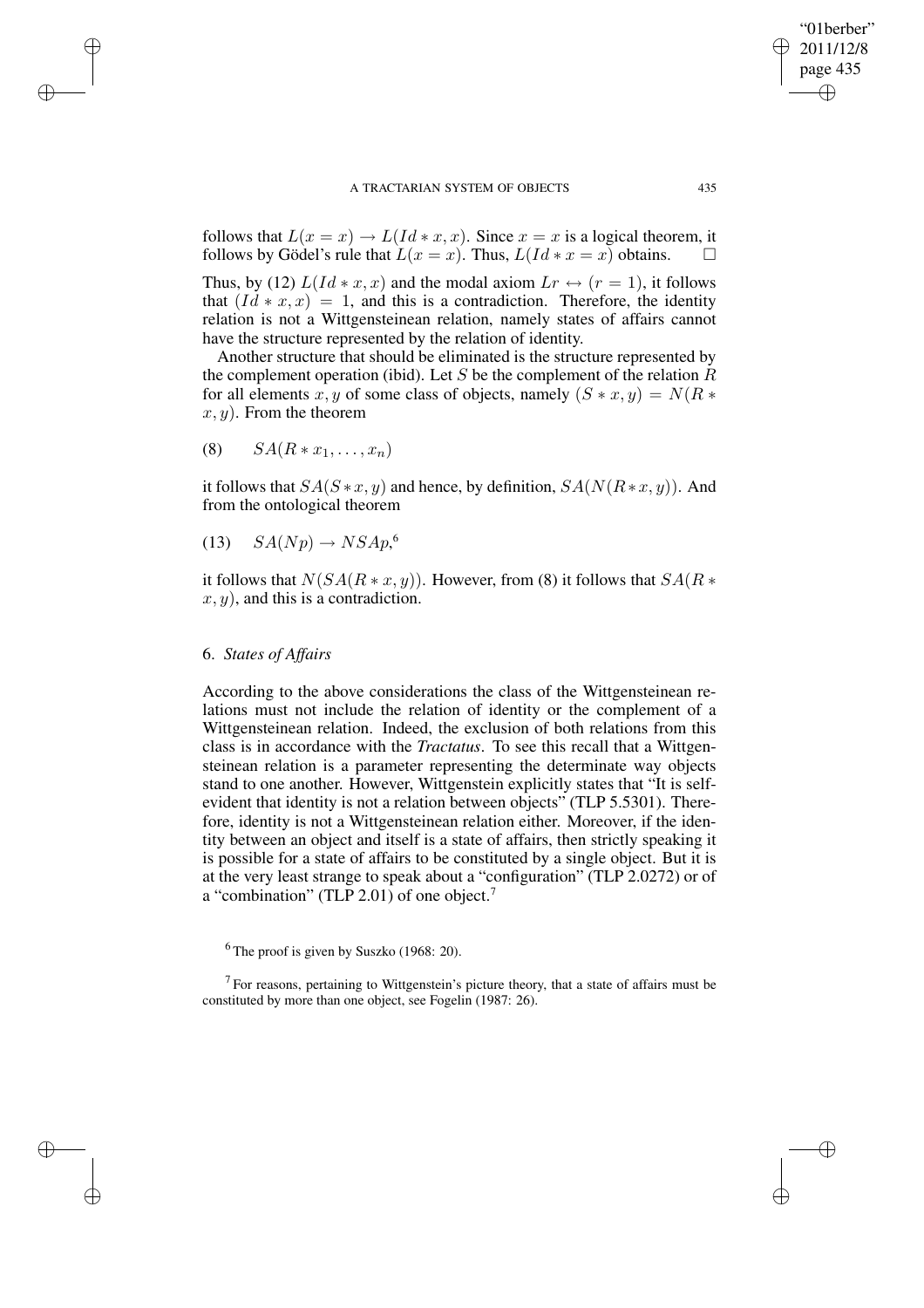follows that $L(x = x) \rightarrow L(Id * x, x)$. Since $x = x$ is a logical theorem, it follows by Gödel's rule that $L(x = x)$. Thus, $L(Id * x = x)$ obtains. $\square$

Thus, by (12) $L(Id * x, x)$ and the modal axiom $Lr \leftrightarrow (r = 1)$, it follows that $(Id * x, x) = 1$, and this is a contradiction. Therefore, the identity relation is not a Wittgensteinean relation, namely states of affairs cannot have the structure represented by the relation of identity.

Another structure that should be eliminated is the structure represented by the complement operation (ibid). Let $S$ be the complement of the relation $R$ for all elements $x, y$ of some class of objects, namely $(S * x, y) = N(R * x, y)$. From the theorem

(8) $\quad SA(R * x_1, \ldots, x_n)$

it follows that $SA(S * x, y)$ and hence, by definition, $SA(N(R * x, y))$. And from the ontological theorem

(13) $\quad SA(Np) \rightarrow NSAp$,[6]

it follows that $N(SA(R * x, y))$. However, from (8) it follows that $SA(R * x, y)$, and this is a contradiction.

## 6. *States of Affairs*

According to the above considerations the class of the Wittgensteinean relations must not include the relation of identity or the complement of a Wittgensteinean relation. Indeed, the exclusion of both relations from this class is in accordance with the *Tractatus*. To see this recall that a Wittgensteinean relation is a parameter representing the determinate way objects stand to one another. However, Wittgenstein explicitly states that "It is self-evident that identity is not a relation between objects" (TLP 5.5301). Therefore, identity is not a Wittgensteinean relation either. Moreover, if the identity between an object and itself is a state of affairs, then strictly speaking it is possible for a state of affairs to be constituted by a single object. But it is at the very least strange to speak about a "configuration" (TLP 2.0272) or of a "combination" (TLP 2.01) of one object.[7]

[6] The proof is given by Suszko (1968: 20).

[7] For reasons, pertaining to Wittgenstein's picture theory, that a state of affairs must be constituted by more than one object, see Fogelin (1987: 26).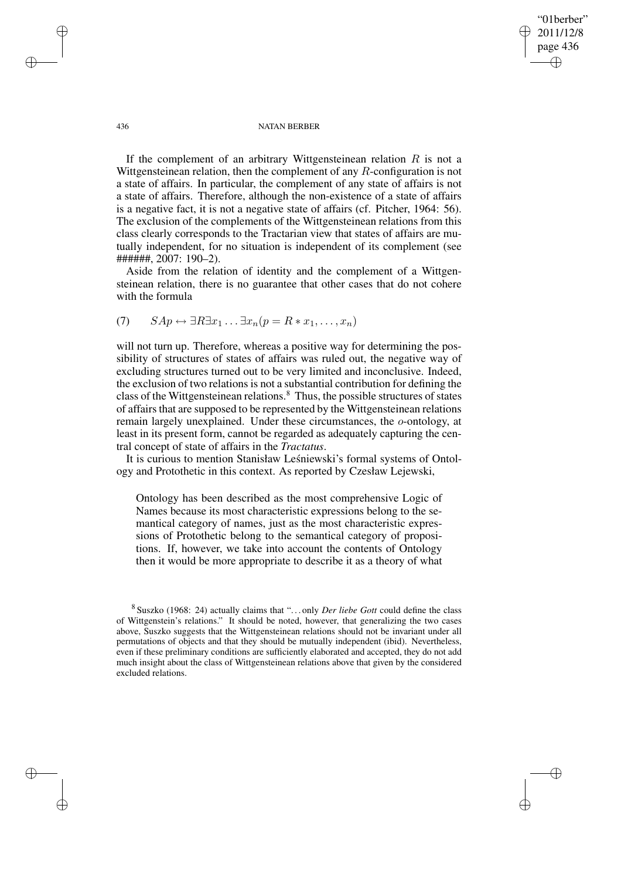If the complement of an arbitrary Wittgensteinean relation $R$ is not a Wittgensteinean relation, then the complement of any $R$-configuration is not a state of affairs. In particular, the complement of any state of affairs is not a state of affairs. Therefore, although the non-existence of a state of affairs is a negative fact, it is not a negative state of affairs (cf. Pitcher, 1964: 56). The exclusion of the complements of the Wittgensteinean relations from this class clearly corresponds to the Tractarian view that states of affairs are mutually independent, for no situation is independent of its complement (see ######, 2007: 190–2).

Aside from the relation of identity and the complement of a Wittgensteinean relation, there is no guarantee that other cases that do not cohere with the formula

$$(7) \qquad SAp \leftrightarrow \exists R \exists x_1 \ldots \exists x_n (p = R * x_1, \ldots, x_n)$$

will not turn up. Therefore, whereas a positive way for determining the possibility of structures of states of affairs was ruled out, the negative way of excluding structures turned out to be very limited and inconclusive. Indeed, the exclusion of two relations is not a substantial contribution for defining the class of the Wittgensteinean relations.[8] Thus, the possible structures of states of affairs that are supposed to be represented by the Wittgensteinean relations remain largely unexplained. Under these circumstances, the $o$-ontology, at least in its present form, cannot be regarded as adequately capturing the central concept of state of affairs in the *Tractatus*.

It is curious to mention Stanisław Leśniewski's formal systems of Ontology and Protothetic in this context. As reported by Czesław Lejewski,

> Ontology has been described as the most comprehensive Logic of Names because its most characteristic expressions belong to the semantical category of names, just as the most characteristic expressions of Protothetic belong to the semantical category of propositions. If, however, we take into account the contents of Ontology then it would be more appropriate to describe it as a theory of what

[8] Suszko (1968: 24) actually claims that "...only *Der liebe Gott* could define the class of Wittgenstein's relations." It should be noted, however, that generalizing the two cases above, Suszko suggests that the Wittgensteinean relations should not be invariant under all permutations of objects and that they should be mutually independent (ibid). Nevertheless, even if these preliminary conditions are sufficiently elaborated and accepted, they do not add much insight about the class of Wittgensteinean relations above that given by the considered excluded relations.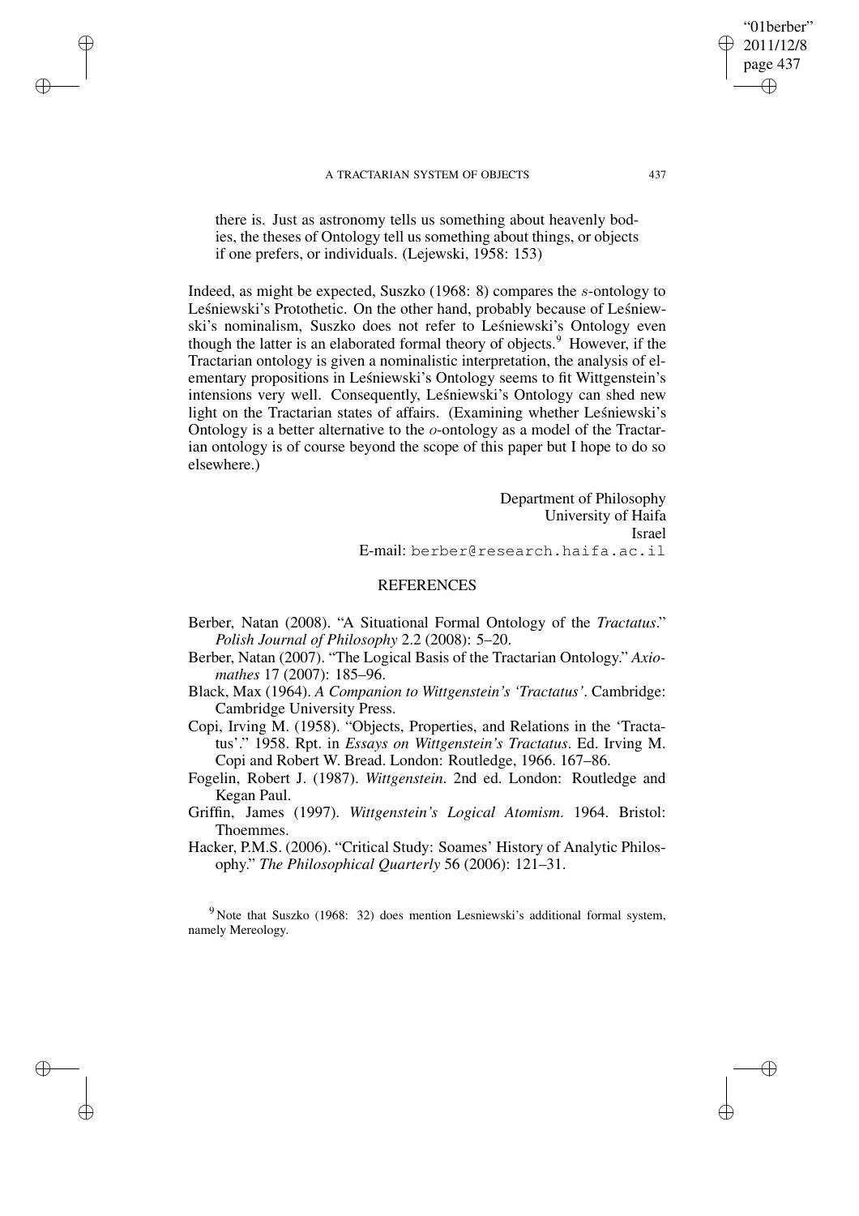there is. Just as astronomy tells us something about heavenly bodies, the theses of Ontology tell us something about things, or objects if one prefers, or individuals. (Lejewski, 1958: 153)

Indeed, as might be expected, Suszko (1968: 8) compares the $s$-ontology to Leśniewski's Protothetic. On the other hand, probably because of Leśniewski's nominalism, Suszko does not refer to Leśniewski's Ontology even though the latter is an elaborated formal theory of objects.[9] However, if the Tractarian ontology is given a nominalistic interpretation, the analysis of elementary propositions in Leśniewski's Ontology seems to fit Wittgenstein's intensions very well. Consequently, Leśniewski's Ontology can shed new light on the Tractarian states of affairs. (Examining whether Leśniewski's Ontology is a better alternative to the $o$-ontology as a model of the Tractarian ontology is of course beyond the scope of this paper but I hope to do so elsewhere.)

Department of Philosophy
University of Haifa
Israel
E-mail: berber@research.haifa.ac.il

## REFERENCES

Berber, Natan (2008). "A Situational Formal Ontology of the *Tractatus*." *Polish Journal of Philosophy* 2.2 (2008): 5–20.

Berber, Natan (2007). "The Logical Basis of the Tractarian Ontology." *Axiomathes* 17 (2007): 185–96.

Black, Max (1964). *A Companion to Wittgenstein's 'Tractatus'*. Cambridge: Cambridge University Press.

Copi, Irving M. (1958). "Objects, Properties, and Relations in the 'Tractatus'." 1958. Rpt. in *Essays on Wittgenstein's Tractatus*. Ed. Irving M. Copi and Robert W. Bread. London: Routledge, 1966. 167–86.

Fogelin, Robert J. (1987). *Wittgenstein*. 2nd ed. London: Routledge and Kegan Paul.

Griffin, James (1997). *Wittgenstein's Logical Atomism*. 1964. Bristol: Thoemmes.

Hacker, P.M.S. (2006). "Critical Study: Soames' History of Analytic Philosophy." *The Philosophical Quarterly* 56 (2006): 121–31.

[9] Note that Suszko (1968: 32) does mention Lesniewski's additional formal system, namely Mereology.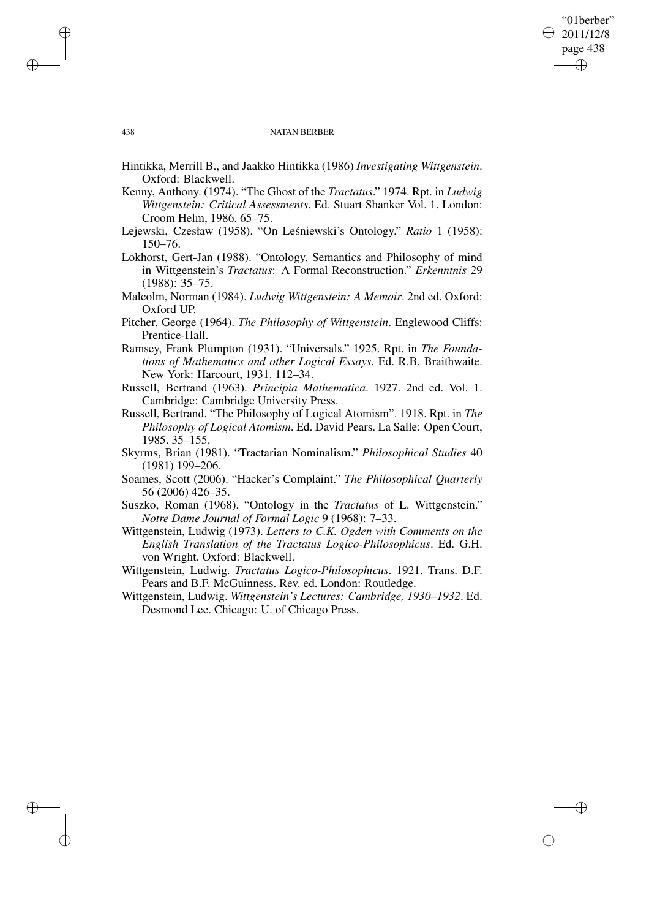Hintikka, Merrill B., and Jaakko Hintikka (1986) *Investigating Wittgenstein*. Oxford: Blackwell.

Kenny, Anthony. (1974). "The Ghost of the *Tractatus*." 1974. Rpt. in *Ludwig Wittgenstein: Critical Assessments*. Ed. Stuart Shanker Vol. 1. London: Croom Helm, 1986. 65–75.

Lejewski, Czesław (1958). "On Leśniewski's Ontology." *Ratio* 1 (1958): 150–76.

Lokhorst, Gert-Jan (1988). "Ontology, Semantics and Philosophy of mind in Wittgenstein's *Tractatus*: A Formal Reconstruction." *Erkenntnis* 29 (1988): 35–75.

Malcolm, Norman (1984). *Ludwig Wittgenstein: A Memoir*. 2nd ed. Oxford: Oxford UP.

Pitcher, George (1964). *The Philosophy of Wittgenstein*. Englewood Cliffs: Prentice-Hall.

Ramsey, Frank Plumpton (1931). "Universals." 1925. Rpt. in *The Foundations of Mathematics and other Logical Essays*. Ed. R.B. Braithwaite. New York: Harcourt, 1931. 112–34.

Russell, Bertrand (1963). *Principia Mathematica*. 1927. 2nd ed. Vol. 1. Cambridge: Cambridge University Press.

Russell, Bertrand. "The Philosophy of Logical Atomism". 1918. Rpt. in *The Philosophy of Logical Atomism*. Ed. David Pears. La Salle: Open Court, 1985. 35–155.

Skyrms, Brian (1981). "Tractarian Nominalism." *Philosophical Studies* 40 (1981) 199–206.

Soames, Scott (2006). "Hacker's Complaint." *The Philosophical Quarterly* 56 (2006) 426–35.

Suszko, Roman (1968). "Ontology in the *Tractatus* of L. Wittgenstein." *Notre Dame Journal of Formal Logic* 9 (1968): 7–33.

Wittgenstein, Ludwig (1973). *Letters to C.K. Ogden with Comments on the English Translation of the Tractatus Logico-Philosophicus*. Ed. G.H. von Wright. Oxford: Blackwell.

Wittgenstein, Ludwig. *Tractatus Logico-Philosophicus*. 1921. Trans. D.F. Pears and B.F. McGuinness. Rev. ed. London: Routledge.

Wittgenstein, Ludwig. *Wittgenstein's Lectures: Cambridge, 1930–1932*. Ed. Desmond Lee. Chicago: U. of Chicago Press.